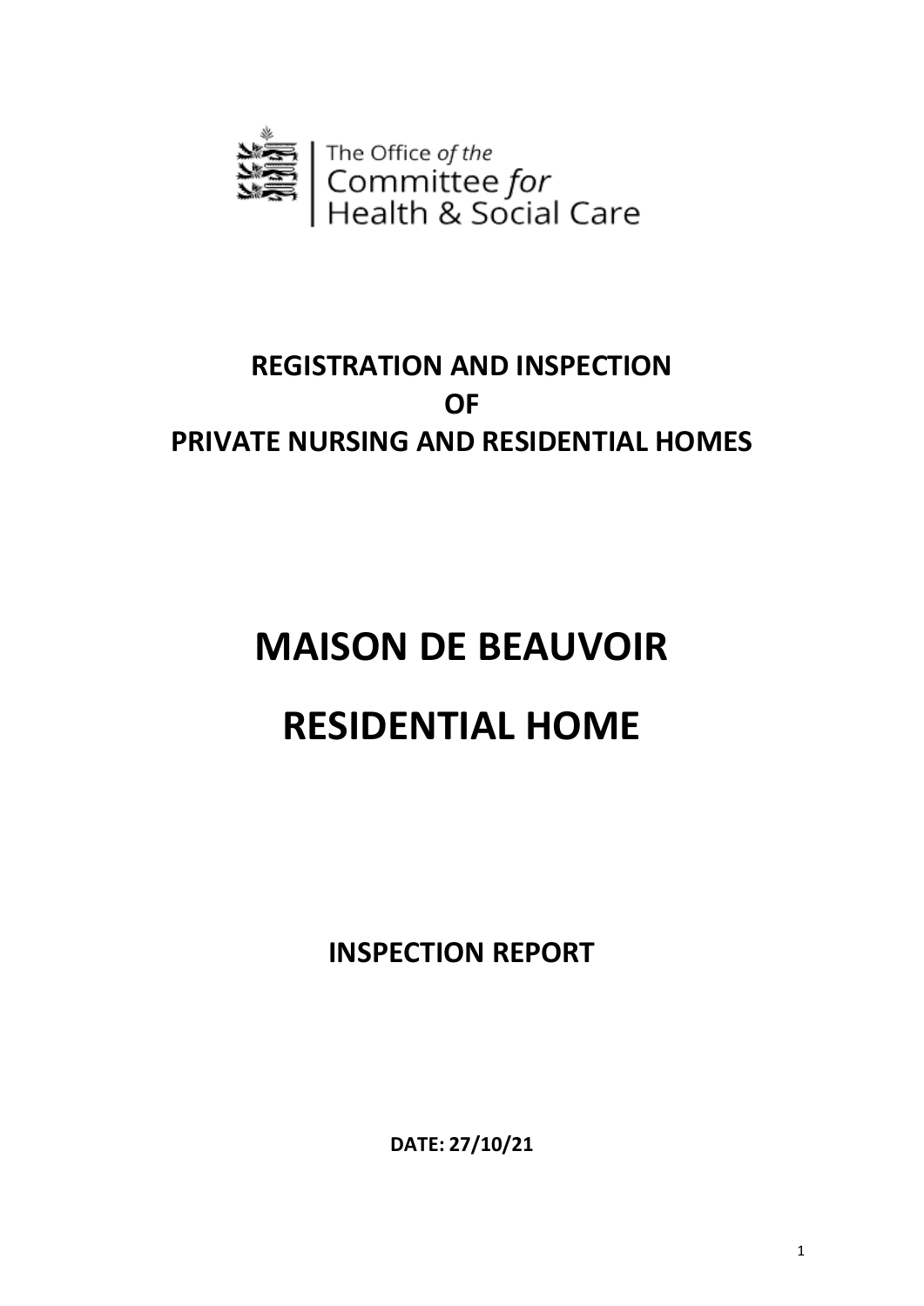The Office *of the* Committee *for* Health & Social Care

**REGISTRATION AND INSPECTION OF PRIVATE NURSING AND RESIDENTIAL HOMES**

# MAISON DE BEAUVOIR

# RESIDENTIAL HOME

**INSPECTION REPORT**

**DATE: 27/10/21**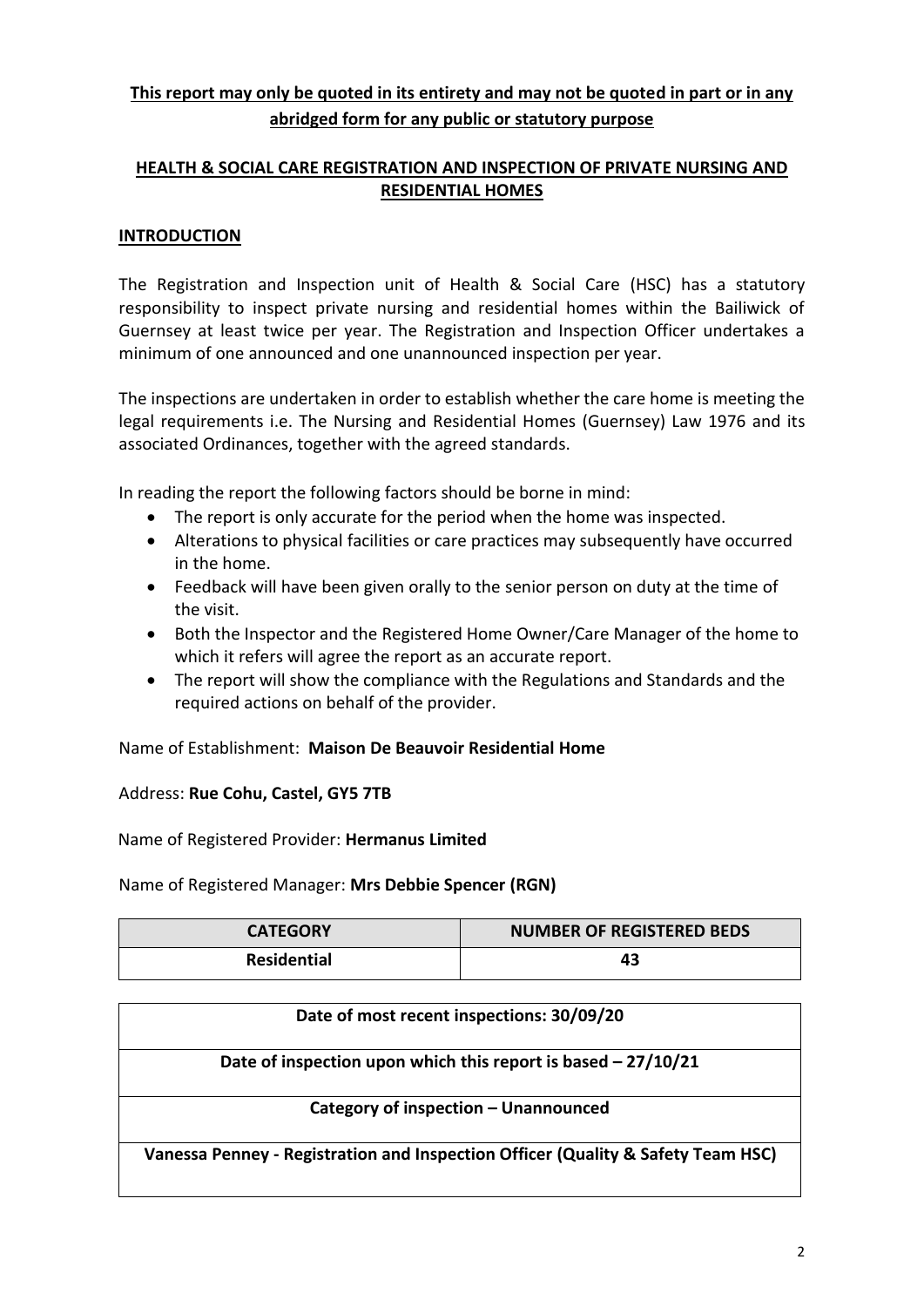**This report may only be quoted in its entirety and may not be quoted in part or in any abridged form for any public or statutory purpose**

## HEALTH & SOCIAL CARE REGISTRATION AND INSPECTION OF PRIVATE NURSING AND RESIDENTIAL HOMES

### INTRODUCTION

The Registration and Inspection unit of Health & Social Care (HSC) has a statutory responsibility to inspect private nursing and residential homes within the Bailiwick of Guernsey at least twice per year. The Registration and Inspection Officer undertakes a minimum of one announced and one unannounced inspection per year.

The inspections are undertaken in order to establish whether the care home is meeting the legal requirements i.e. The Nursing and Residential Homes (Guernsey) Law 1976 and its associated Ordinances, together with the agreed standards.

In reading the report the following factors should be borne in mind:

- The report is only accurate for the period when the home was inspected.
- Alterations to physical facilities or care practices may subsequently have occurred in the home.
- Feedback will have been given orally to the senior person on duty at the time of the visit.
- Both the Inspector and the Registered Home Owner/Care Manager of the home to which it refers will agree the report as an accurate report.
- The report will show the compliance with the Regulations and Standards and the required actions on behalf of the provider.

Name of Establishment: **Maison De Beauvoir Residential Home**

Address: **Rue Cohu, Castel, GY5 7TB**

Name of Registered Provider: **Hermanus Limited**

Name of Registered Manager: **Mrs Debbie Spencer (RGN)**

| CATEGORY | NUMBER OF REGISTERED BEDS |
| --- | --- |
| **Residential** | **43** |

| Date of most recent inspections: 30/09/20 |
| --- |
| **Date of inspection upon which this report is based – 27/10/21** |
| **Category of inspection – Unannounced** |
| **Vanessa Penney - Registration and Inspection Officer (Quality & Safety Team HSC)** |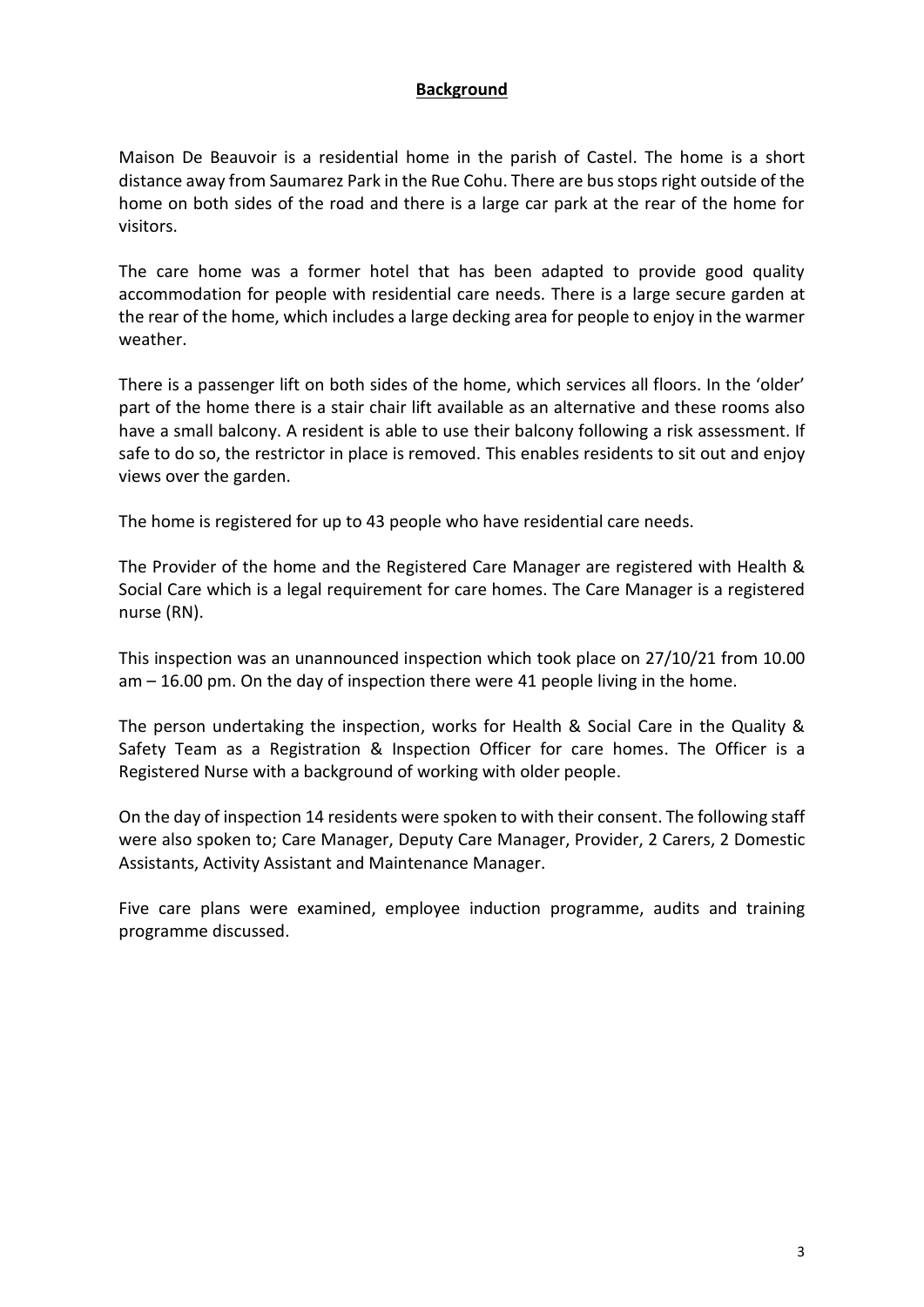## **Background**

Maison De Beauvoir is a residential home in the parish of Castel. The home is a short distance away from Saumarez Park in the Rue Cohu. There are bus stops right outside of the home on both sides of the road and there is a large car park at the rear of the home for visitors.

The care home was a former hotel that has been adapted to provide good quality accommodation for people with residential care needs. There is a large secure garden at the rear of the home, which includes a large decking area for people to enjoy in the warmer weather.

There is a passenger lift on both sides of the home, which services all floors. In the 'older' part of the home there is a stair chair lift available as an alternative and these rooms also have a small balcony. A resident is able to use their balcony following a risk assessment. If safe to do so, the restrictor in place is removed. This enables residents to sit out and enjoy views over the garden.

The home is registered for up to 43 people who have residential care needs.

The Provider of the home and the Registered Care Manager are registered with Health & Social Care which is a legal requirement for care homes. The Care Manager is a registered nurse (RN).

This inspection was an unannounced inspection which took place on 27/10/21 from 10.00 am – 16.00 pm. On the day of inspection there were 41 people living in the home.

The person undertaking the inspection, works for Health & Social Care in the Quality & Safety Team as a Registration & Inspection Officer for care homes. The Officer is a Registered Nurse with a background of working with older people.

On the day of inspection 14 residents were spoken to with their consent. The following staff were also spoken to; Care Manager, Deputy Care Manager, Provider, 2 Carers, 2 Domestic Assistants, Activity Assistant and Maintenance Manager.

Five care plans were examined, employee induction programme, audits and training programme discussed.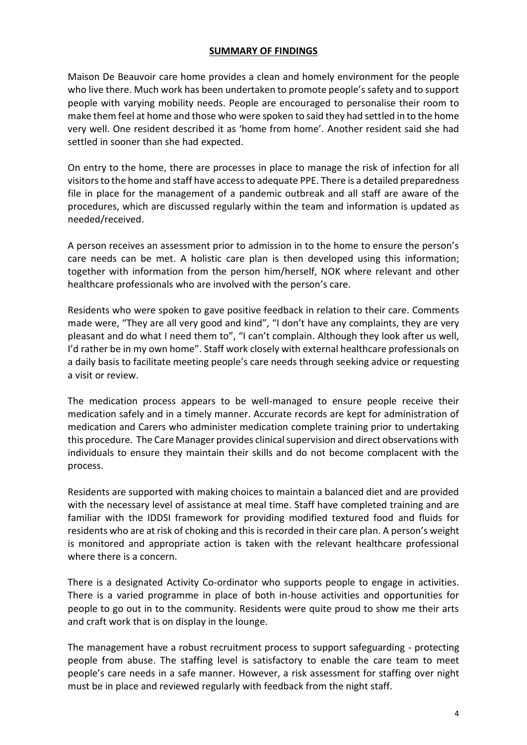## **SUMMARY OF FINDINGS**

Maison De Beauvoir care home provides a clean and homely environment for the people who live there. Much work has been undertaken to promote people's safety and to support people with varying mobility needs. People are encouraged to personalise their room to make them feel at home and those who were spoken to said they had settled in to the home very well. One resident described it as 'home from home'. Another resident said she had settled in sooner than she had expected.

On entry to the home, there are processes in place to manage the risk of infection for all visitors to the home and staff have access to adequate PPE. There is a detailed preparedness file in place for the management of a pandemic outbreak and all staff are aware of the procedures, which are discussed regularly within the team and information is updated as needed/received.

A person receives an assessment prior to admission in to the home to ensure the person's care needs can be met. A holistic care plan is then developed using this information; together with information from the person him/herself, NOK where relevant and other healthcare professionals who are involved with the person's care.

Residents who were spoken to gave positive feedback in relation to their care. Comments made were, "They are all very good and kind", "I don't have any complaints, they are very pleasant and do what I need them to", "I can't complain. Although they look after us well, I'd rather be in my own home". Staff work closely with external healthcare professionals on a daily basis to facilitate meeting people's care needs through seeking advice or requesting a visit or review.

The medication process appears to be well-managed to ensure people receive their medication safely and in a timely manner. Accurate records are kept for administration of medication and Carers who administer medication complete training prior to undertaking this procedure. The Care Manager provides clinical supervision and direct observations with individuals to ensure they maintain their skills and do not become complacent with the process.

Residents are supported with making choices to maintain a balanced diet and are provided with the necessary level of assistance at meal time. Staff have completed training and are familiar with the IDDSI framework for providing modified textured food and fluids for residents who are at risk of choking and this is recorded in their care plan. A person's weight is monitored and appropriate action is taken with the relevant healthcare professional where there is a concern.

There is a designated Activity Co-ordinator who supports people to engage in activities. There is a varied programme in place of both in-house activities and opportunities for people to go out in to the community. Residents were quite proud to show me their arts and craft work that is on display in the lounge.

The management have a robust recruitment process to support safeguarding - protecting people from abuse. The staffing level is satisfactory to enable the care team to meet people's care needs in a safe manner. However, a risk assessment for staffing over night must be in place and reviewed regularly with feedback from the night staff.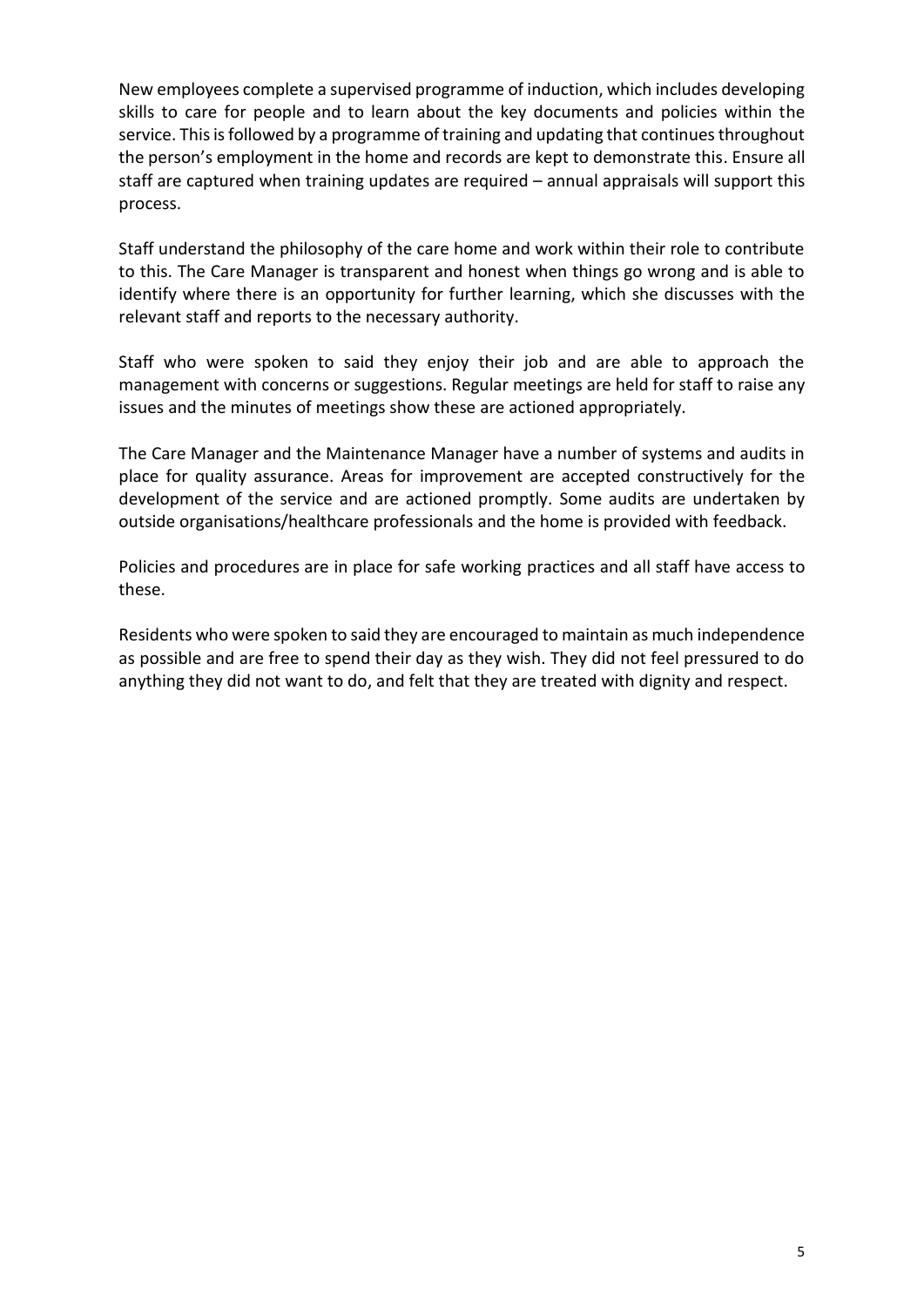New employees complete a supervised programme of induction, which includes developing skills to care for people and to learn about the key documents and policies within the service. This is followed by a programme of training and updating that continues throughout the person's employment in the home and records are kept to demonstrate this. Ensure all staff are captured when training updates are required – annual appraisals will support this process.

Staff understand the philosophy of the care home and work within their role to contribute to this. The Care Manager is transparent and honest when things go wrong and is able to identify where there is an opportunity for further learning, which she discusses with the relevant staff and reports to the necessary authority.

Staff who were spoken to said they enjoy their job and are able to approach the management with concerns or suggestions. Regular meetings are held for staff to raise any issues and the minutes of meetings show these are actioned appropriately.

The Care Manager and the Maintenance Manager have a number of systems and audits in place for quality assurance. Areas for improvement are accepted constructively for the development of the service and are actioned promptly. Some audits are undertaken by outside organisations/healthcare professionals and the home is provided with feedback.

Policies and procedures are in place for safe working practices and all staff have access to these.

Residents who were spoken to said they are encouraged to maintain as much independence as possible and are free to spend their day as they wish. They did not feel pressured to do anything they did not want to do, and felt that they are treated with dignity and respect.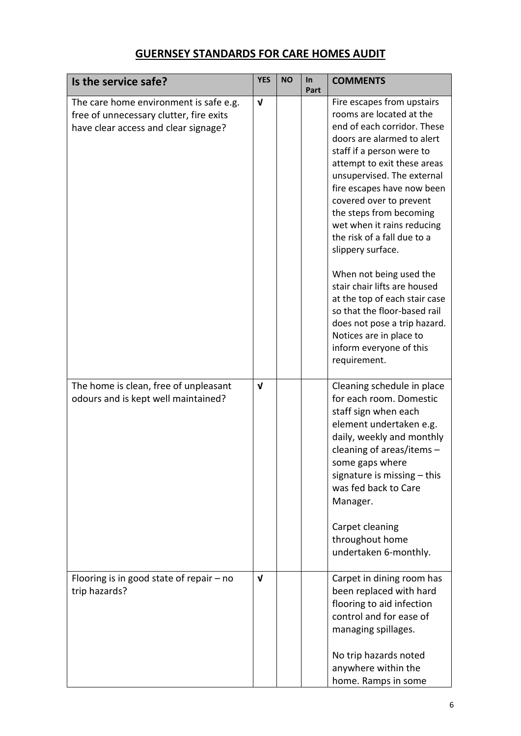## GUERNSEY STANDARDS FOR CARE HOMES AUDIT

| Is the service safe? | YES | NO | In Part | COMMENTS |
|---|---|---|---|---|
| The care home environment is safe e.g. free of unnecessary clutter, fire exits have clear access and clear signage? | √ | | | Fire escapes from upstairs rooms are located at the end of each corridor. These doors are alarmed to alert staff if a person were to attempt to exit these areas unsupervised. The external fire escapes have now been covered over to prevent the steps from becoming wet when it rains reducing the risk of a fall due to a slippery surface.<br><br>When not being used the stair chair lifts are housed at the top of each stair case so that the floor-based rail does not pose a trip hazard. Notices are in place to inform everyone of this requirement. |
| The home is clean, free of unpleasant odours and is kept well maintained? | √ | | | Cleaning schedule in place for each room. Domestic staff sign when each element undertaken e.g. daily, weekly and monthly cleaning of areas/items – some gaps where signature is missing – this was fed back to Care Manager.<br><br>Carpet cleaning throughout home undertaken 6-monthly. |
| Flooring is in good state of repair – no trip hazards? | √ | | | Carpet in dining room has been replaced with hard flooring to aid infection control and for ease of managing spillages.<br><br>No trip hazards noted anywhere within the home. Ramps in some |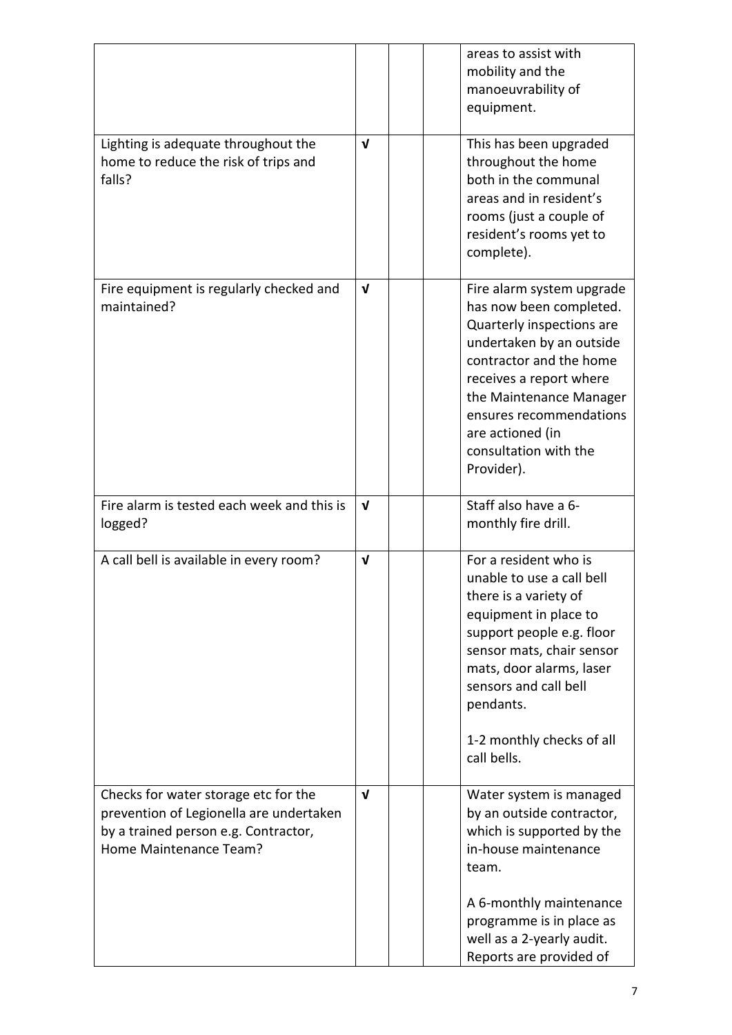| | | | | |
|---|---|---|---|---|
| | | | | areas to assist with mobility and the manoeuvrability of equipment. |
| Lighting is adequate throughout the home to reduce the risk of trips and falls? | √ | | | This has been upgraded throughout the home both in the communal areas and in resident's rooms (just a couple of resident's rooms yet to complete). |
| Fire equipment is regularly checked and maintained? | √ | | | Fire alarm system upgrade has now been completed. Quarterly inspections are undertaken by an outside contractor and the home receives a report where the Maintenance Manager ensures recommendations are actioned (in consultation with the Provider). |
| Fire alarm is tested each week and this is logged? | √ | | | Staff also have a 6-monthly fire drill. |
| A call bell is available in every room? | √ | | | For a resident who is unable to use a call bell there is a variety of equipment in place to support people e.g. floor sensor mats, chair sensor mats, door alarms, laser sensors and call bell pendants.<br><br>1-2 monthly checks of all call bells. |
| Checks for water storage etc for the prevention of Legionella are undertaken by a trained person e.g. Contractor, Home Maintenance Team? | √ | | | Water system is managed by an outside contractor, which is supported by the in-house maintenance team.<br><br>A 6-monthly maintenance programme is in place as well as a 2-yearly audit. Reports are provided of |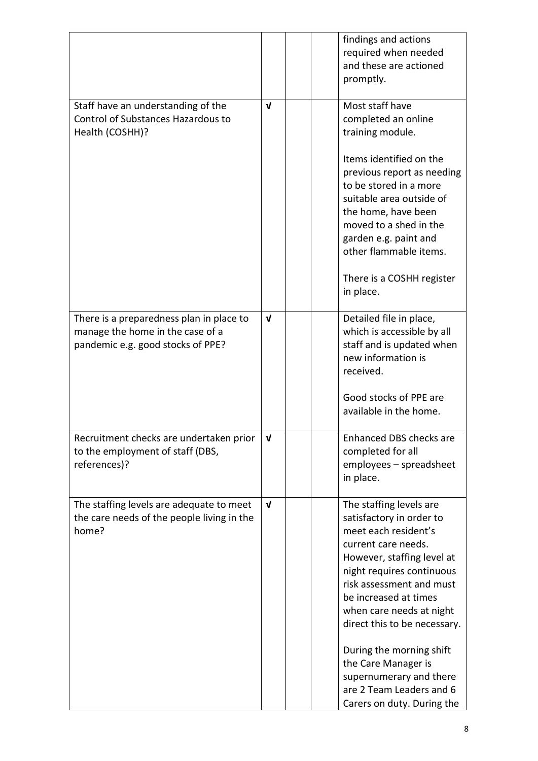| | | | | |
|---|---|---|---|---|
| | | | | findings and actions required when needed and these are actioned promptly. |
| Staff have an understanding of the Control of Substances Hazardous to Health (COSHH)? | √ | | | Most staff have completed an online training module.<br><br>Items identified on the previous report as needing to be stored in a more suitable area outside of the home, have been moved to a shed in the garden e.g. paint and other flammable items.<br><br>There is a COSHH register in place. |
| There is a preparedness plan in place to manage the home in the case of a pandemic e.g. good stocks of PPE? | √ | | | Detailed file in place, which is accessible by all staff and is updated when new information is received.<br><br>Good stocks of PPE are available in the home. |
| Recruitment checks are undertaken prior to the employment of staff (DBS, references)? | √ | | | Enhanced DBS checks are completed for all employees – spreadsheet in place. |
| The staffing levels are adequate to meet the care needs of the people living in the home? | √ | | | The staffing levels are satisfactory in order to meet each resident's current care needs. However, staffing level at night requires continuous risk assessment and must be increased at times when care needs at night direct this to be necessary.<br><br>During the morning shift the Care Manager is supernumerary and there are 2 Team Leaders and 6 Carers on duty. During the |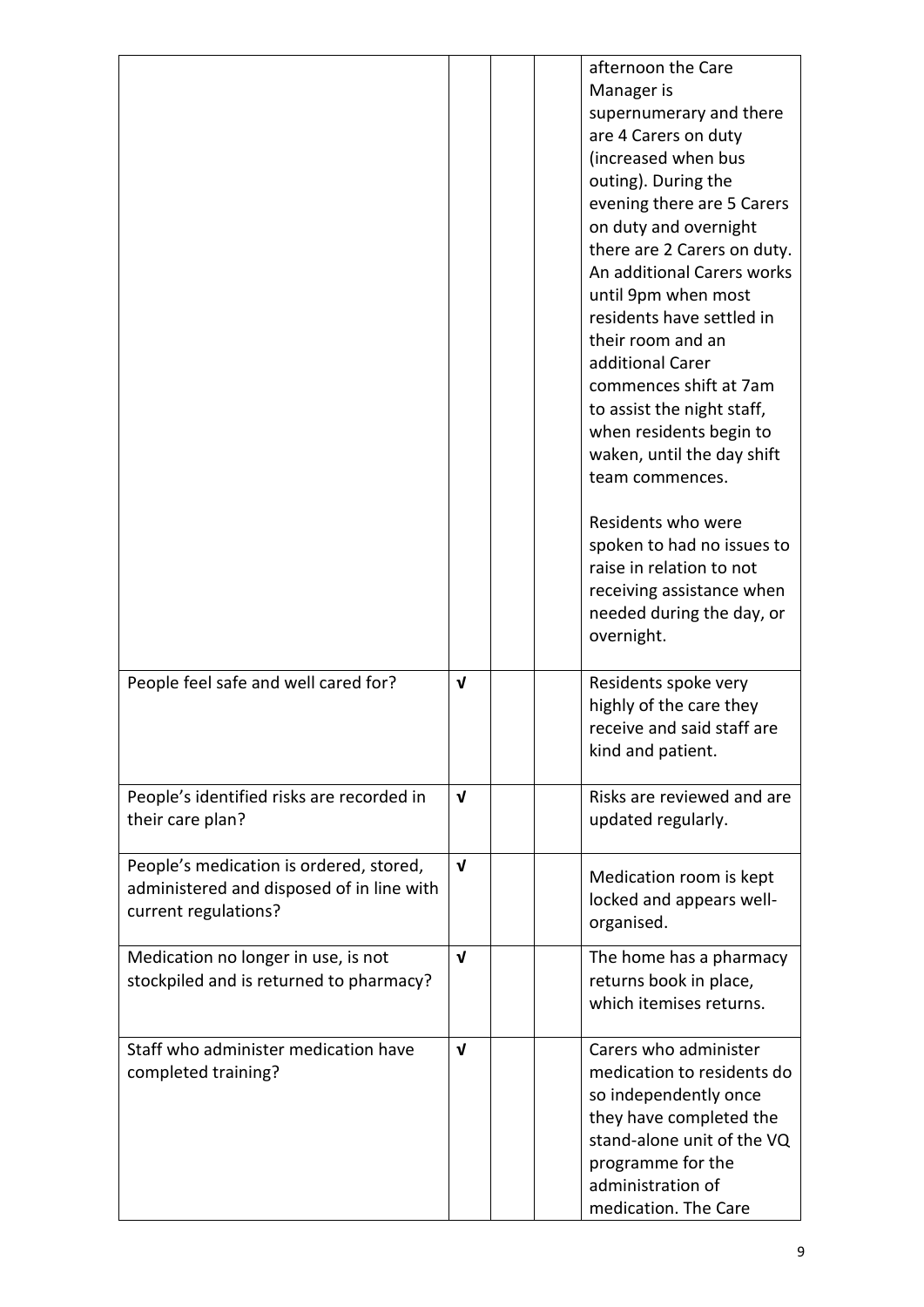| | | | | |
|---|---|---|---|---|
| | | | | afternoon the Care Manager is supernumerary and there are 4 Carers on duty (increased when bus outing). During the evening there are 5 Carers on duty and overnight there are 2 Carers on duty. An additional Carers works until 9pm when most residents have settled in their room and an additional Carer commences shift at 7am to assist the night staff, when residents begin to waken, until the day shift team commences.<br><br>Residents who were spoken to had no issues to raise in relation to not receiving assistance when needed during the day, or overnight. |
| People feel safe and well cared for? | √ | | | Residents spoke very highly of the care they receive and said staff are kind and patient. |
| People's identified risks are recorded in their care plan? | √ | | | Risks are reviewed and are updated regularly. |
| People's medication is ordered, stored, administered and disposed of in line with current regulations? | √ | | | Medication room is kept locked and appears well-organised. |
| Medication no longer in use, is not stockpiled and is returned to pharmacy? | √ | | | The home has a pharmacy returns book in place, which itemises returns. |
| Staff who administer medication have completed training? | √ | | | Carers who administer medication to residents do so independently once they have completed the stand-alone unit of the VQ programme for the administration of medication. The Care |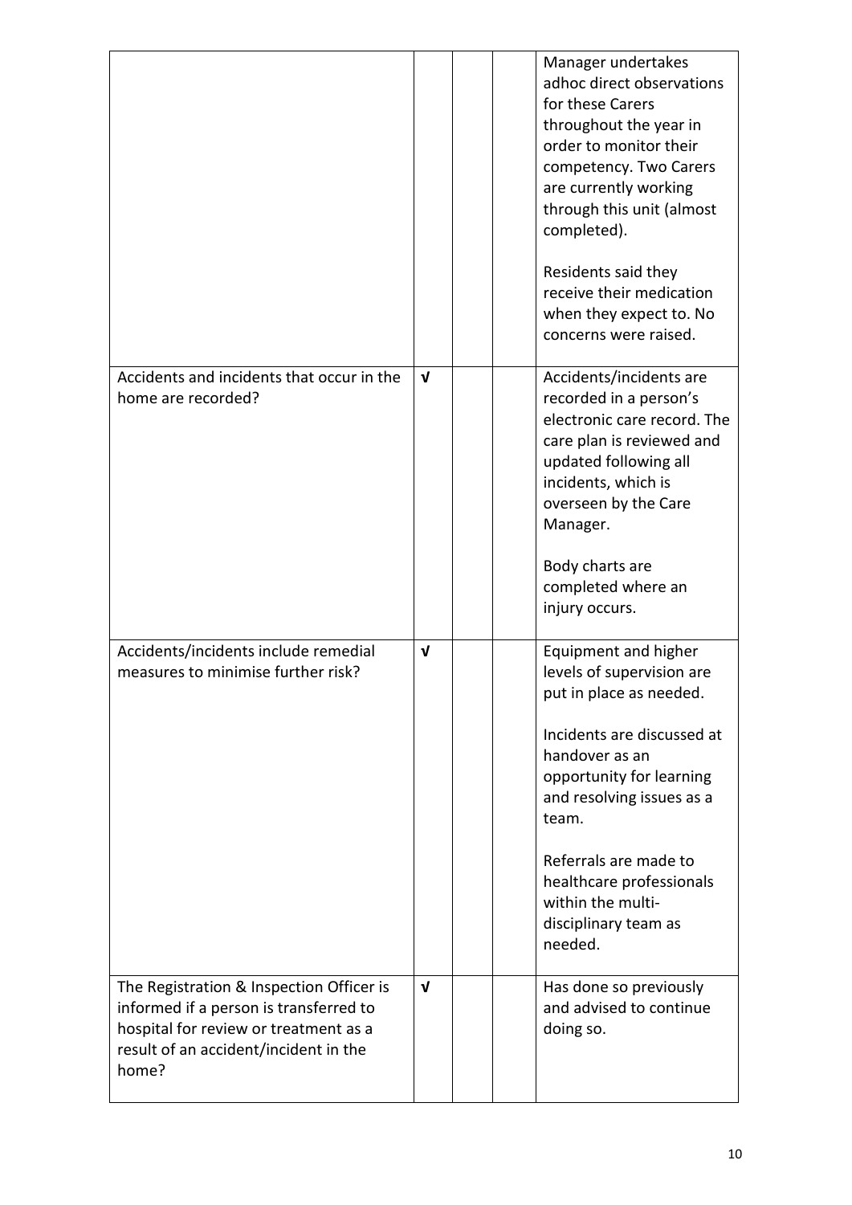| | | | | |
|---|---|---|---|---|
| | | | | Manager undertakes adhoc direct observations for these Carers throughout the year in order to monitor their competency. Two Carers are currently working through this unit (almost completed).<br><br>Residents said they receive their medication when they expect to. No concerns were raised. |
| Accidents and incidents that occur in the home are recorded? | √ | | | Accidents/incidents are recorded in a person's electronic care record. The care plan is reviewed and updated following all incidents, which is overseen by the Care Manager.<br><br>Body charts are completed where an injury occurs. |
| Accidents/incidents include remedial measures to minimise further risk? | √ | | | Equipment and higher levels of supervision are put in place as needed.<br><br>Incidents are discussed at handover as an opportunity for learning and resolving issues as a team.<br><br>Referrals are made to healthcare professionals within the multi-disciplinary team as needed. |
| The Registration & Inspection Officer is informed if a person is transferred to hospital for review or treatment as a result of an accident/incident in the home? | √ | | | Has done so previously and advised to continue doing so. |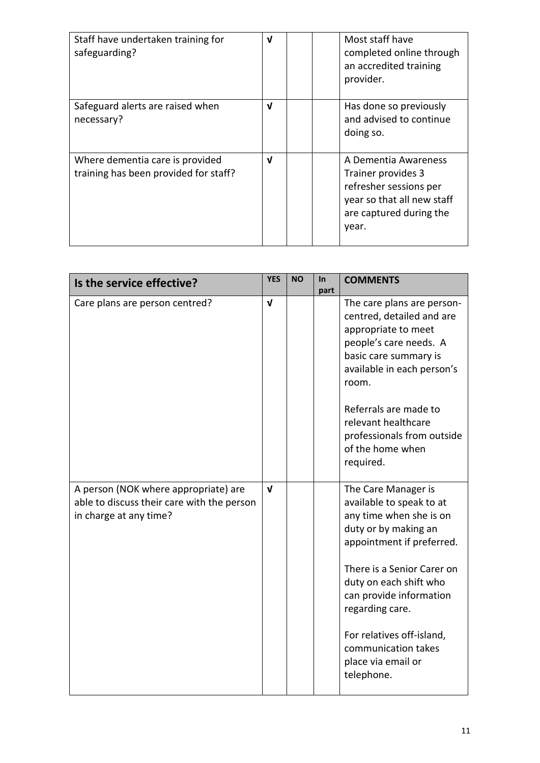| | | | | |
|---|---|---|---|---|
| Staff have undertaken training for safeguarding? | √ | | | Most staff have completed online through an accredited training provider. |
| Safeguard alerts are raised when necessary? | √ | | | Has done so previously and advised to continue doing so. |
| Where dementia care is provided training has been provided for staff? | √ | | | A Dementia Awareness Trainer provides 3 refresher sessions per year so that all new staff are captured during the year. |

| Is the service effective? | YES | NO | In part | COMMENTS |
|---|---|---|---|---|
| Care plans are person centred? | √ | | | The care plans are person-centred, detailed and are appropriate to meet people's care needs. A basic care summary is available in each person's room.<br><br>Referrals are made to relevant healthcare professionals from outside of the home when required. |
| A person (NOK where appropriate) are able to discuss their care with the person in charge at any time? | √ | | | The Care Manager is available to speak to at any time when she is on duty or by making an appointment if preferred.<br><br>There is a Senior Carer on duty on each shift who can provide information regarding care.<br><br>For relatives off-island, communication takes place via email or telephone. |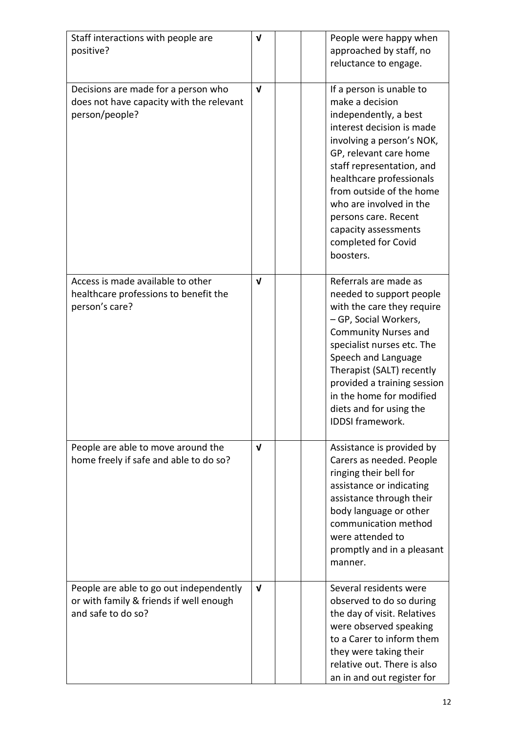| | | | | |
|---|---|---|---|---|
| Staff interactions with people are positive? | √ | | | People were happy when approached by staff, no reluctance to engage. |
| Decisions are made for a person who does not have capacity with the relevant person/people? | √ | | | If a person is unable to make a decision independently, a best interest decision is made involving a person's NOK, GP, relevant care home staff representation, and healthcare professionals from outside of the home who are involved in the persons care. Recent capacity assessments completed for Covid boosters. |
| Access is made available to other healthcare professions to benefit the person's care? | √ | | | Referrals are made as needed to support people with the care they require – GP, Social Workers, Community Nurses and specialist nurses etc. The Speech and Language Therapist (SALT) recently provided a training session in the home for modified diets and for using the IDDSI framework. |
| People are able to move around the home freely if safe and able to do so? | √ | | | Assistance is provided by Carers as needed. People ringing their bell for assistance or indicating assistance through their body language or other communication method were attended to promptly and in a pleasant manner. |
| People are able to go out independently or with family & friends if well enough and safe to do so? | √ | | | Several residents were observed to do so during the day of visit. Relatives were observed speaking to a Carer to inform them they were taking their relative out. There is also an in and out register for |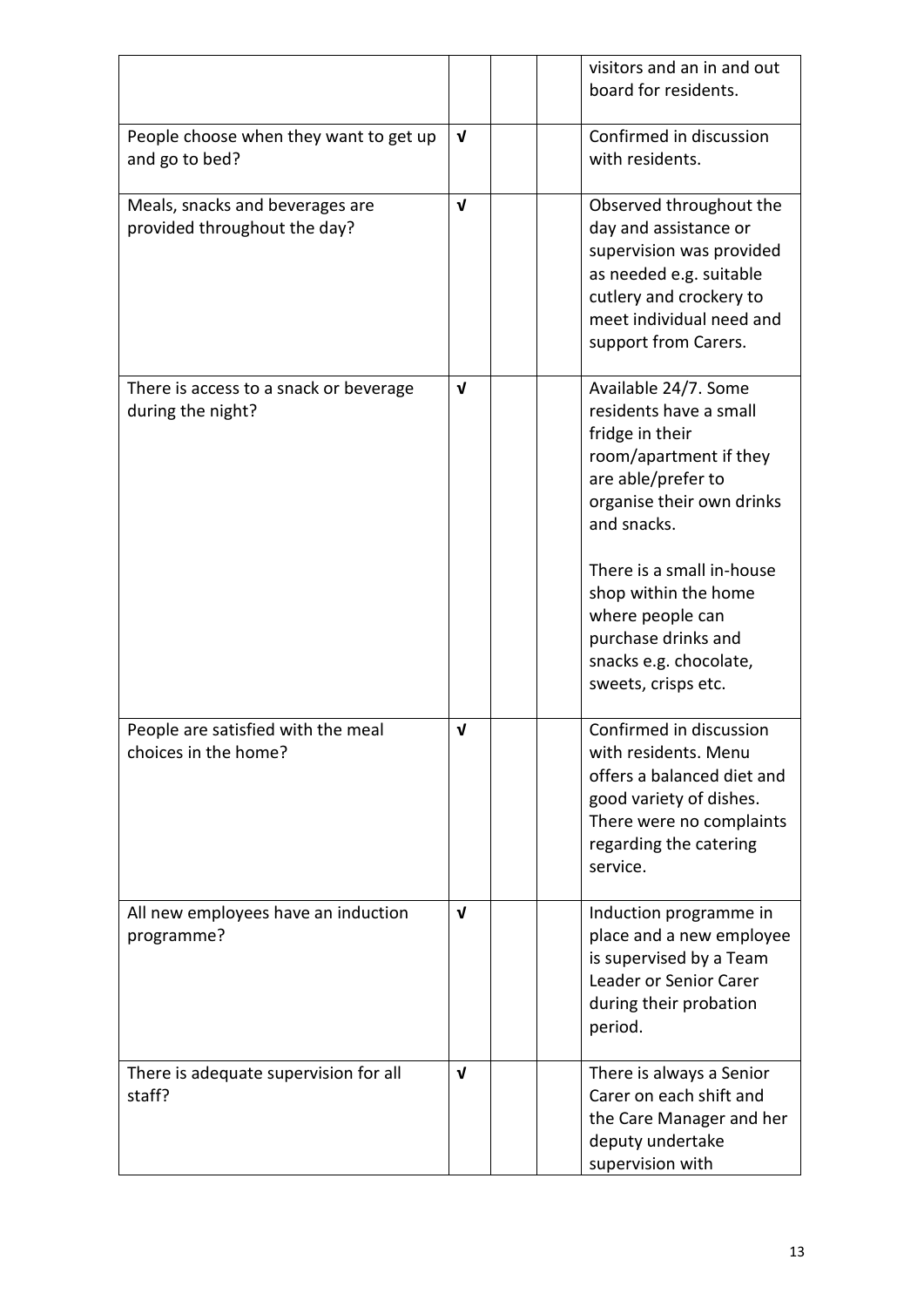|  |  |  |  |  |
|---|---|---|---|---|
|  |  |  |  | visitors and an in and out board for residents. |
| People choose when they want to get up and go to bed? | √ |  |  | Confirmed in discussion with residents. |
| Meals, snacks and beverages are provided throughout the day? | √ |  |  | Observed throughout the day and assistance or supervision was provided as needed e.g. suitable cutlery and crockery to meet individual need and support from Carers. |
| There is access to a snack or beverage during the night? | √ |  |  | Available 24/7. Some residents have a small fridge in their room/apartment if they are able/prefer to organise their own drinks and snacks.<br><br>There is a small in-house shop within the home where people can purchase drinks and snacks e.g. chocolate, sweets, crisps etc. |
| People are satisfied with the meal choices in the home? | √ |  |  | Confirmed in discussion with residents. Menu offers a balanced diet and good variety of dishes. There were no complaints regarding the catering service. |
| All new employees have an induction programme? | √ |  |  | Induction programme in place and a new employee is supervised by a Team Leader or Senior Carer during their probation period. |
| There is adequate supervision for all staff? | √ |  |  | There is always a Senior Carer on each shift and the Care Manager and her deputy undertake supervision with |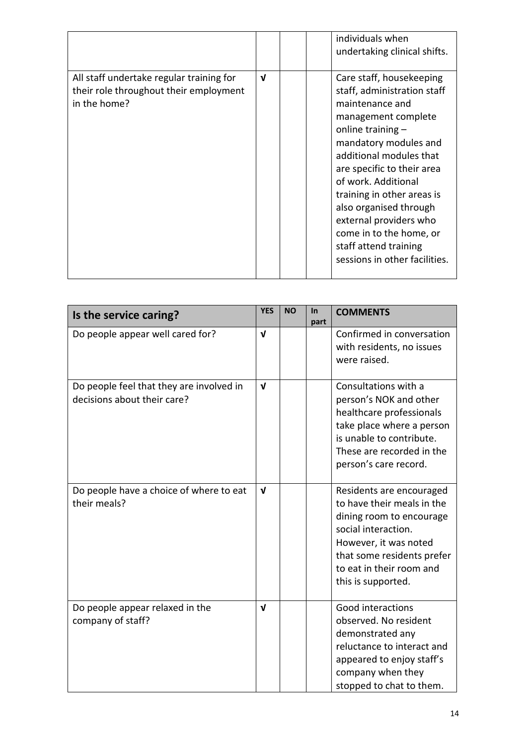| | | | | |
|---|---|---|---|---|
| | | | | individuals when undertaking clinical shifts. |
| All staff undertake regular training for their role throughout their employment in the home? | √ | | | Care staff, housekeeping staff, administration staff maintenance and management complete online training – mandatory modules and additional modules that are specific to their area of work. Additional training in other areas is also organised through external providers who come in to the home, or staff attend training sessions in other facilities. |

| Is the service caring? | YES | NO | In part | COMMENTS |
|---|---|---|---|---|
| Do people appear well cared for? | √ | | | Confirmed in conversation with residents, no issues were raised. |
| Do people feel that they are involved in decisions about their care? | √ | | | Consultations with a person's NOK and other healthcare professionals take place where a person is unable to contribute. These are recorded in the person's care record. |
| Do people have a choice of where to eat their meals? | √ | | | Residents are encouraged to have their meals in the dining room to encourage social interaction. However, it was noted that some residents prefer to eat in their room and this is supported. |
| Do people appear relaxed in the company of staff? | √ | | | Good interactions observed. No resident demonstrated any reluctance to interact and appeared to enjoy staff's company when they stopped to chat to them. |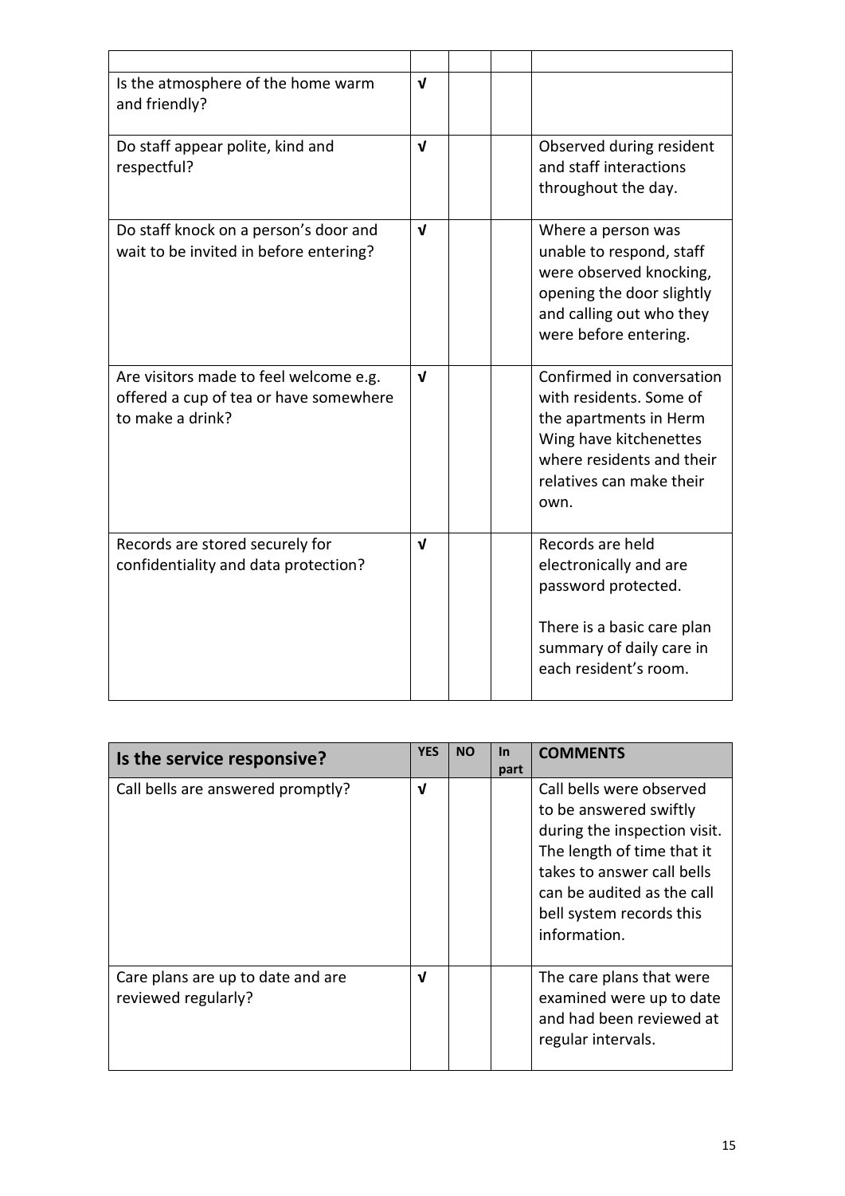| | | | | |
|---|---|---|---|---|
| Is the atmosphere of the home warm and friendly? | √ | | | |
| Do staff appear polite, kind and respectful? | √ | | | Observed during resident and staff interactions throughout the day. |
| Do staff knock on a person's door and wait to be invited in before entering? | √ | | | Where a person was unable to respond, staff were observed knocking, opening the door slightly and calling out who they were before entering. |
| Are visitors made to feel welcome e.g. offered a cup of tea or have somewhere to make a drink? | √ | | | Confirmed in conversation with residents. Some of the apartments in Herm Wing have kitchenettes where residents and their relatives can make their own. |
| Records are stored securely for confidentiality and data protection? | √ | | | Records are held electronically and are password protected.<br><br>There is a basic care plan summary of daily care in each resident's room. |

| **Is the service responsive?** | **YES** | **NO** | **In part** | **COMMENTS** |
|---|---|---|---|---|
| Call bells are answered promptly? | √ | | | Call bells were observed to be answered swiftly during the inspection visit. The length of time that it takes to answer call bells can be audited as the call bell system records this information. |
| Care plans are up to date and are reviewed regularly? | √ | | | The care plans that were examined were up to date and had been reviewed at regular intervals. |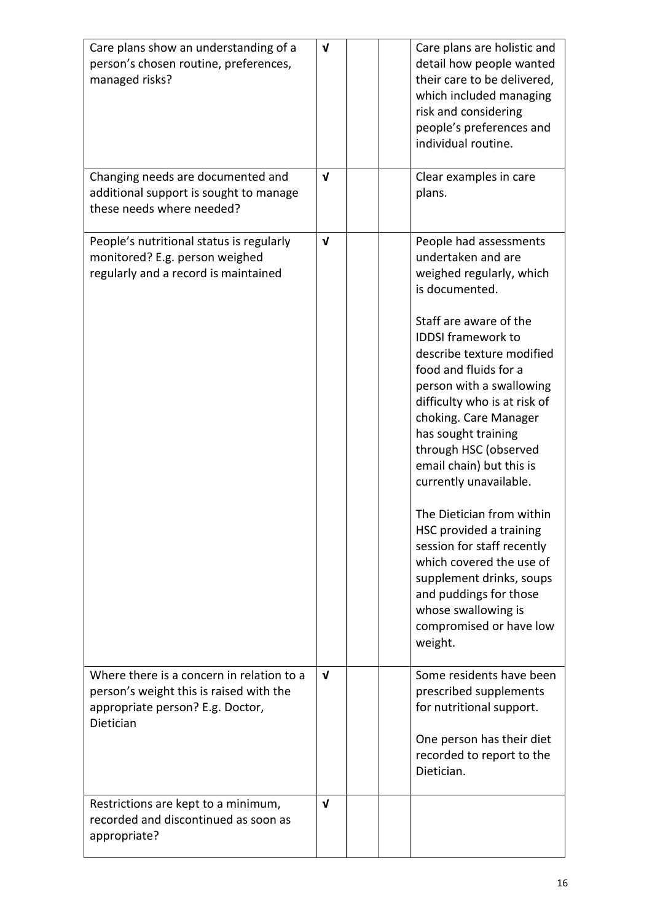| | | | | |
|---|---|---|---|---|
| Care plans show an understanding of a person's chosen routine, preferences, managed risks? | √ | | | Care plans are holistic and detail how people wanted their care to be delivered, which included managing risk and considering people's preferences and individual routine. |
| Changing needs are documented and additional support is sought to manage these needs where needed? | √ | | | Clear examples in care plans. |
| People's nutritional status is regularly monitored? E.g. person weighed regularly and a record is maintained | √ | | | People had assessments undertaken and are weighed regularly, which is documented.<br><br>Staff are aware of the IDDSI framework to describe texture modified food and fluids for a person with a swallowing difficulty who is at risk of choking. Care Manager has sought training through HSC (observed email chain) but this is currently unavailable.<br><br>The Dietician from within HSC provided a training session for staff recently which covered the use of supplement drinks, soups and puddings for those whose swallowing is compromised or have low weight. |
| Where there is a concern in relation to a person's weight this is raised with the appropriate person? E.g. Doctor, Dietician | √ | | | Some residents have been prescribed supplements for nutritional support.<br><br>One person has their diet recorded to report to the Dietician. |
| Restrictions are kept to a minimum, recorded and discontinued as soon as appropriate? | √ | | | |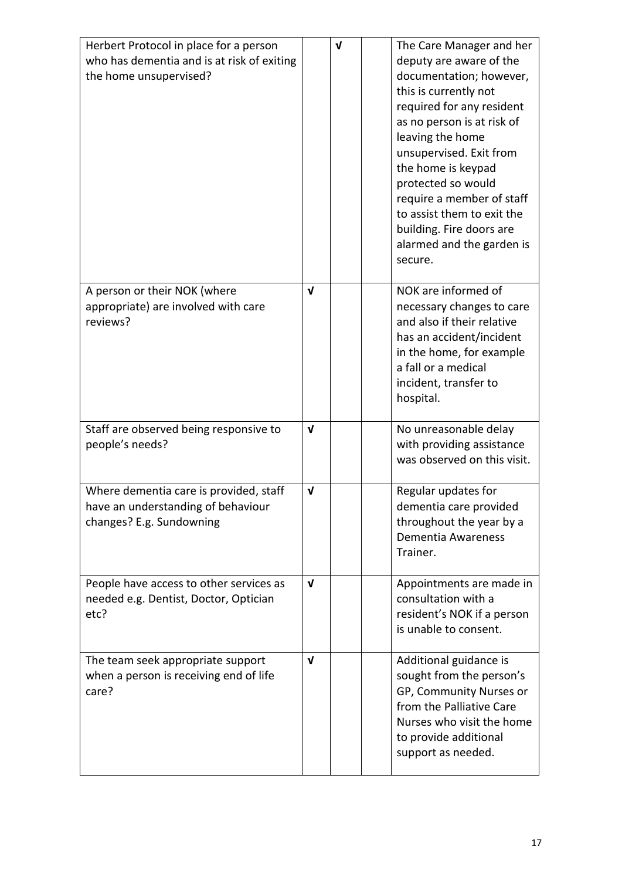| | | | | |
|---|---|---|---|---|
| Herbert Protocol in place for a person who has dementia and is at risk of exiting the home unsupervised? | | √ | | The Care Manager and her deputy are aware of the documentation; however, this is currently not required for any resident as no person is at risk of leaving the home unsupervised. Exit from the home is keypad protected so would require a member of staff to assist them to exit the building. Fire doors are alarmed and the garden is secure. |
| A person or their NOK (where appropriate) are involved with care reviews? | √ | | | NOK are informed of necessary changes to care and also if their relative has an accident/incident in the home, for example a fall or a medical incident, transfer to hospital. |
| Staff are observed being responsive to people's needs? | √ | | | No unreasonable delay with providing assistance was observed on this visit. |
| Where dementia care is provided, staff have an understanding of behaviour changes? E.g. Sundowning | √ | | | Regular updates for dementia care provided throughout the year by a Dementia Awareness Trainer. |
| People have access to other services as needed e.g. Dentist, Doctor, Optician etc? | √ | | | Appointments are made in consultation with a resident's NOK if a person is unable to consent. |
| The team seek appropriate support when a person is receiving end of life care? | √ | | | Additional guidance is sought from the person's GP, Community Nurses or from the Palliative Care Nurses who visit the home to provide additional support as needed. |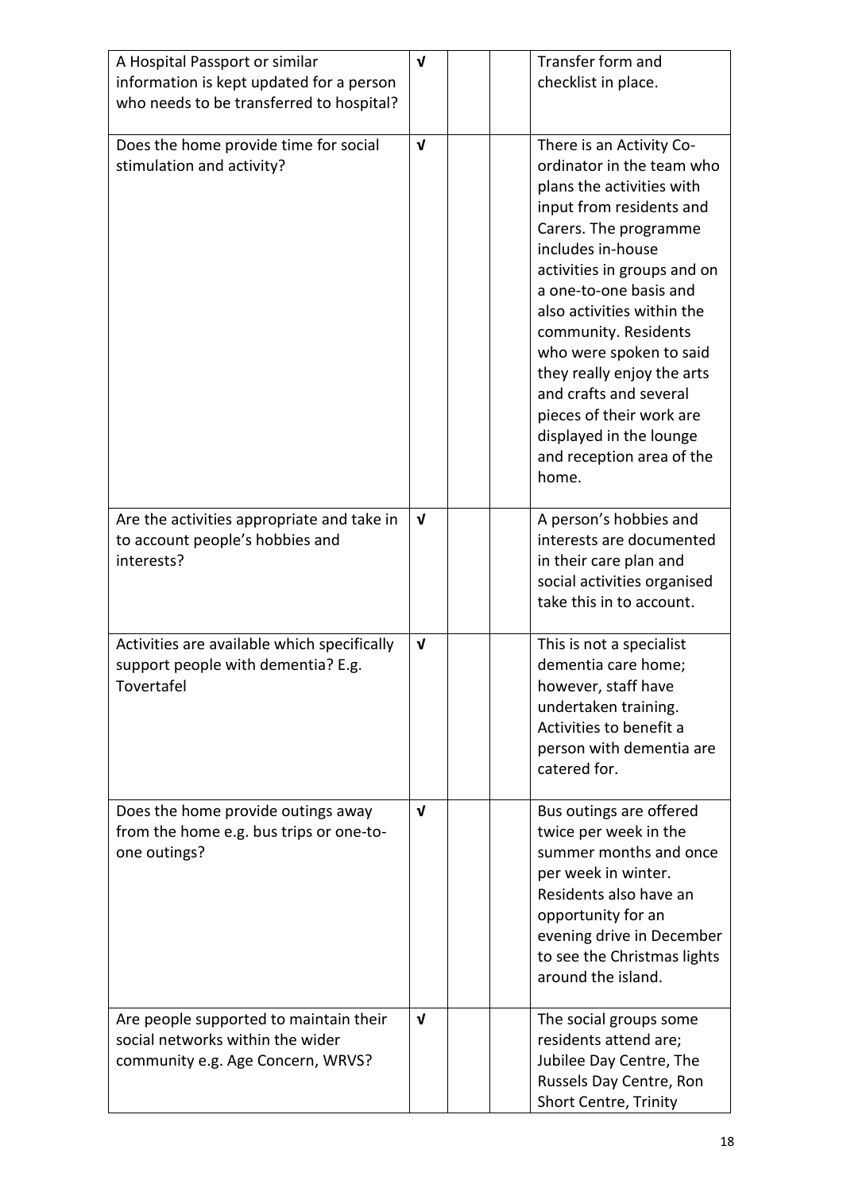| | | | | |
|---|---|---|---|---|
| A Hospital Passport or similar information is kept updated for a person who needs to be transferred to hospital? | √ | | | Transfer form and checklist in place. |
| Does the home provide time for social stimulation and activity? | √ | | | There is an Activity Co-ordinator in the team who plans the activities with input from residents and Carers. The programme includes in-house activities in groups and on a one-to-one basis and also activities within the community. Residents who were spoken to said they really enjoy the arts and crafts and several pieces of their work are displayed in the lounge and reception area of the home. |
| Are the activities appropriate and take in to account people's hobbies and interests? | √ | | | A person's hobbies and interests are documented in their care plan and social activities organised take this in to account. |
| Activities are available which specifically support people with dementia? E.g. Tovertafel | √ | | | This is not a specialist dementia care home; however, staff have undertaken training. Activities to benefit a person with dementia are catered for. |
| Does the home provide outings away from the home e.g. bus trips or one-to-one outings? | √ | | | Bus outings are offered twice per week in the summer months and once per week in winter. Residents also have an opportunity for an evening drive in December to see the Christmas lights around the island. |
| Are people supported to maintain their social networks within the wider community e.g. Age Concern, WRVS? | √ | | | The social groups some residents attend are; Jubilee Day Centre, The Russels Day Centre, Ron Short Centre, Trinity |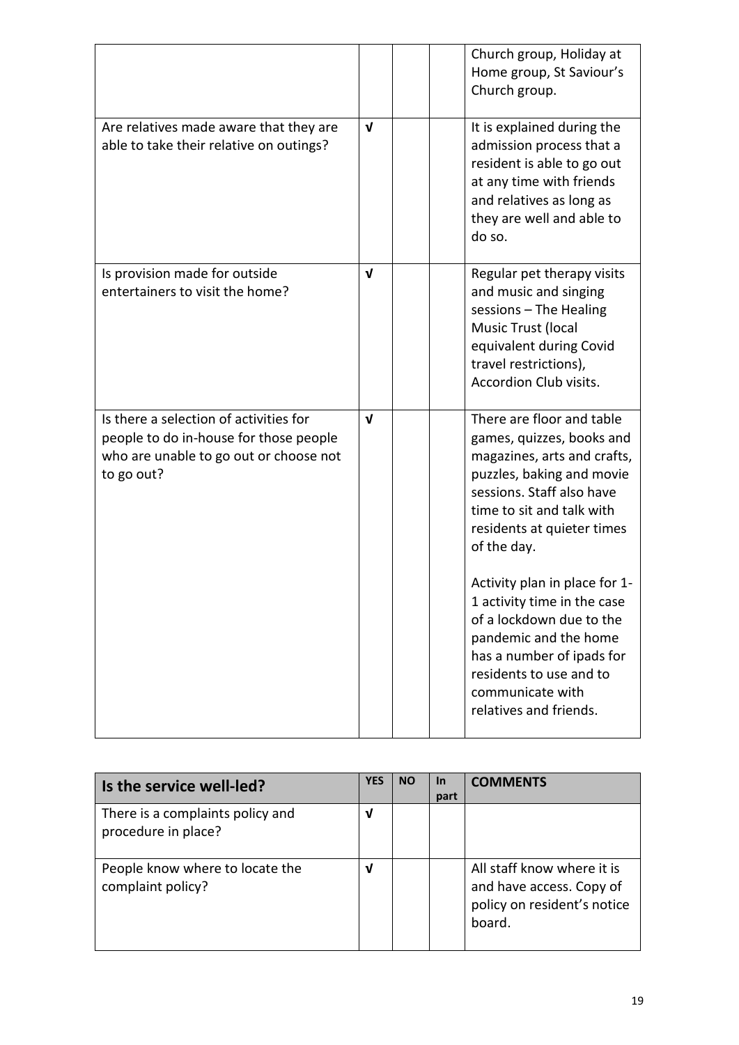| | | | | |
|---|---|---|---|---|
| | | | | Church group, Holiday at Home group, St Saviour's Church group. |
| Are relatives made aware that they are able to take their relative on outings? | √ | | | It is explained during the admission process that a resident is able to go out at any time with friends and relatives as long as they are well and able to do so. |
| Is provision made for outside entertainers to visit the home? | √ | | | Regular pet therapy visits and music and singing sessions – The Healing Music Trust (local equivalent during Covid travel restrictions), Accordion Club visits. |
| Is there a selection of activities for people to do in-house for those people who are unable to go out or choose not to go out? | √ | | | There are floor and table games, quizzes, books and magazines, arts and crafts, puzzles, baking and movie sessions. Staff also have time to sit and talk with residents at quieter times of the day.<br><br>Activity plan in place for 1-1 activity time in the case of a lockdown due to the pandemic and the home has a number of ipads for residents to use and to communicate with relatives and friends. |

| **Is the service well-led?** | **YES** | **NO** | **In part** | **COMMENTS** |
|---|---|---|---|---|
| There is a complaints policy and procedure in place? | √ | | | |
| People know where to locate the complaint policy? | √ | | | All staff know where it is and have access. Copy of policy on resident's notice board. |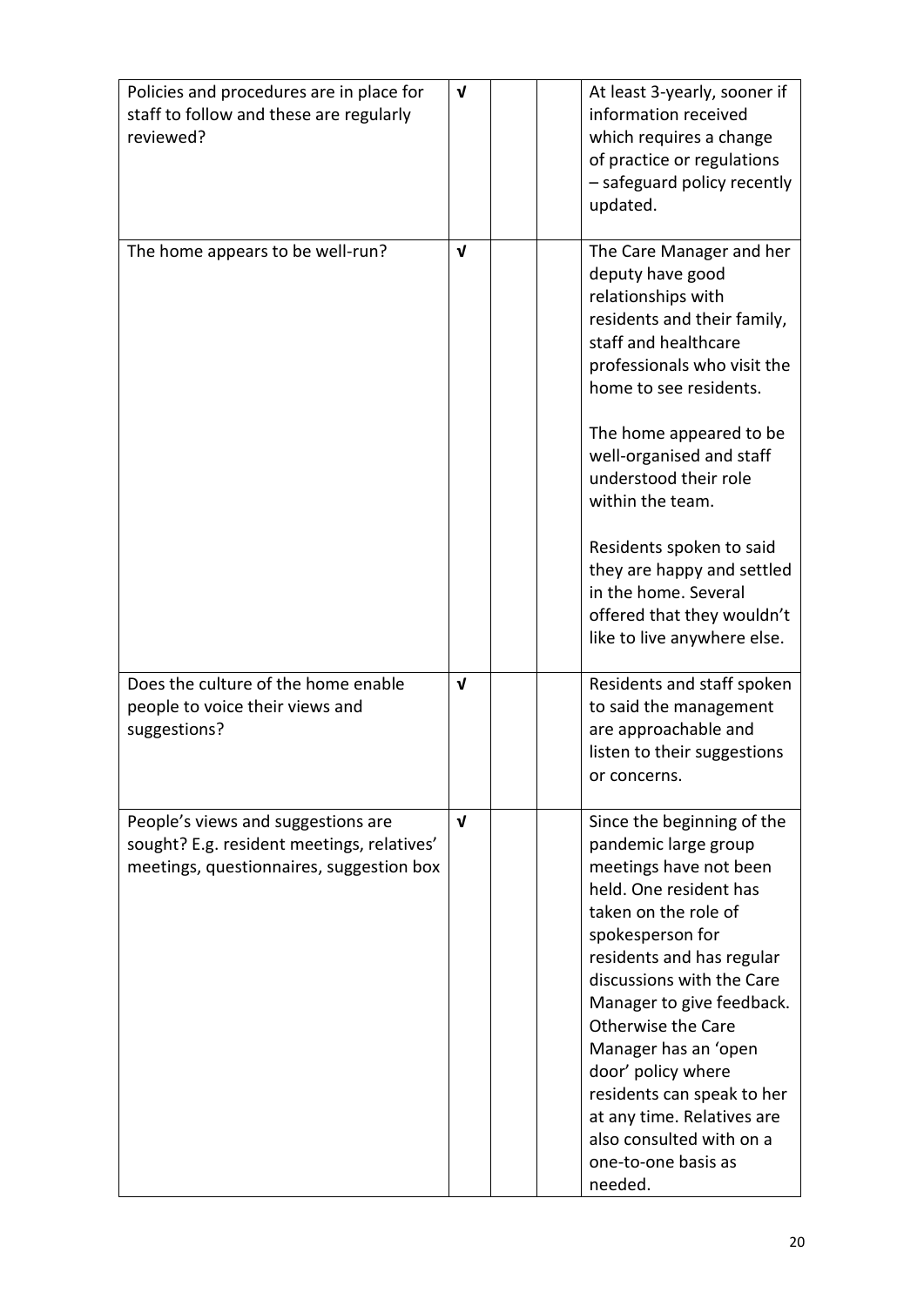| | | | | |
|---|---|---|---|---|
| Policies and procedures are in place for staff to follow and these are regularly reviewed? | √ | | | At least 3-yearly, sooner if information received which requires a change of practice or regulations – safeguard policy recently updated. |
| The home appears to be well-run? | √ | | | The Care Manager and her deputy have good relationships with residents and their family, staff and healthcare professionals who visit the home to see residents.<br><br>The home appeared to be well-organised and staff understood their role within the team.<br><br>Residents spoken to said they are happy and settled in the home. Several offered that they wouldn't like to live anywhere else. |
| Does the culture of the home enable people to voice their views and suggestions? | √ | | | Residents and staff spoken to said the management are approachable and listen to their suggestions or concerns. |
| People's views and suggestions are sought? E.g. resident meetings, relatives' meetings, questionnaires, suggestion box | √ | | | Since the beginning of the pandemic large group meetings have not been held. One resident has taken on the role of spokesperson for residents and has regular discussions with the Care Manager to give feedback. Otherwise the Care Manager has an 'open door' policy where residents can speak to her at any time. Relatives are also consulted with on a one-to-one basis as needed. |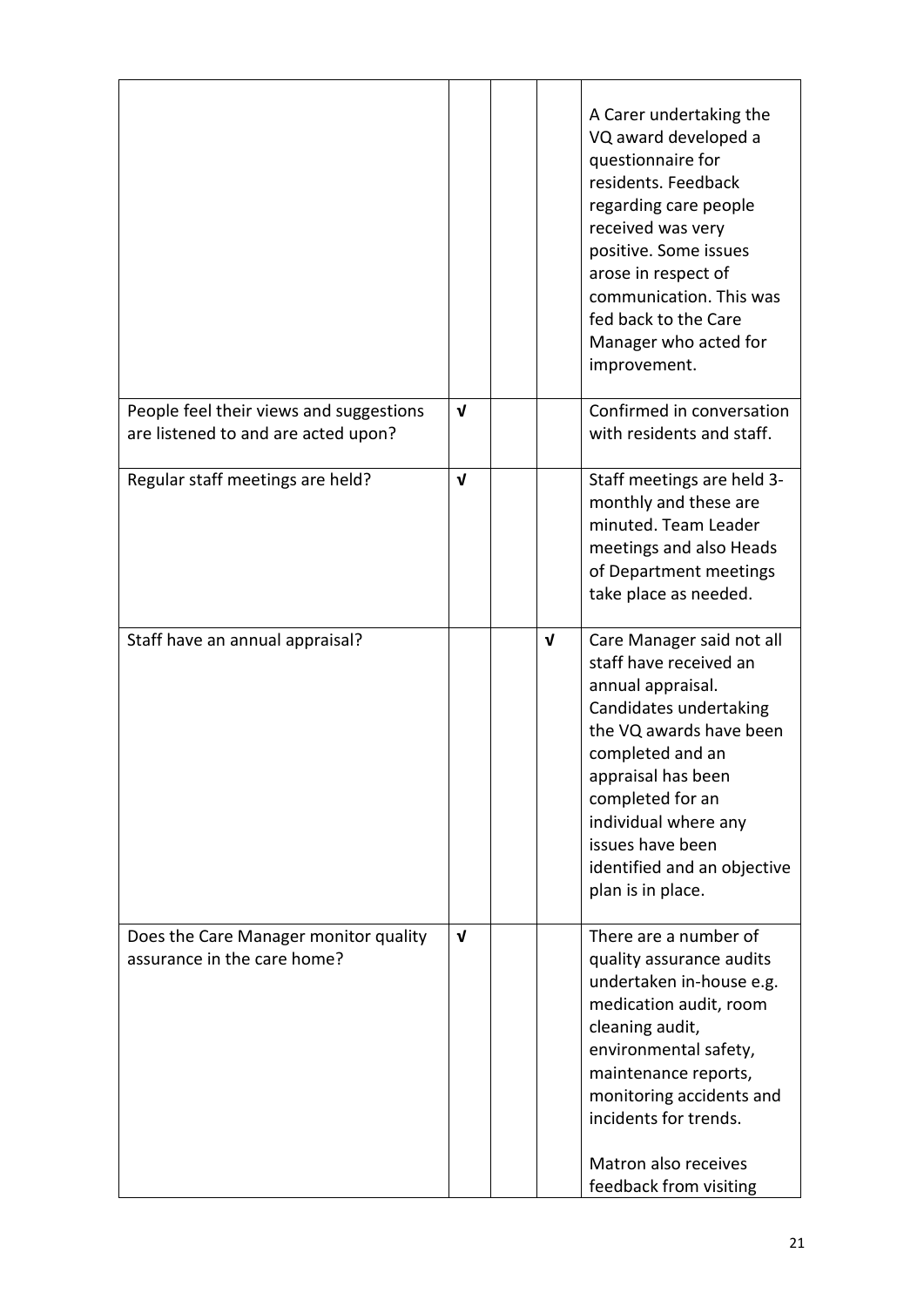| | | | | |
|---|---|---|---|---|
| | | | | A Carer undertaking the VQ award developed a questionnaire for residents. Feedback regarding care people received was very positive. Some issues arose in respect of communication. This was fed back to the Care Manager who acted for improvement. |
| People feel their views and suggestions are listened to and are acted upon? | √ | | | Confirmed in conversation with residents and staff. |
| Regular staff meetings are held? | √ | | | Staff meetings are held 3-monthly and these are minuted. Team Leader meetings and also Heads of Department meetings take place as needed. |
| Staff have an annual appraisal? | | | √ | Care Manager said not all staff have received an annual appraisal. Candidates undertaking the VQ awards have been completed and an appraisal has been completed for an individual where any issues have been identified and an objective plan is in place. |
| Does the Care Manager monitor quality assurance in the care home? | √ | | | There are a number of quality assurance audits undertaken in-house e.g. medication audit, room cleaning audit, environmental safety, maintenance reports, monitoring accidents and incidents for trends.<br><br>Matron also receives feedback from visiting |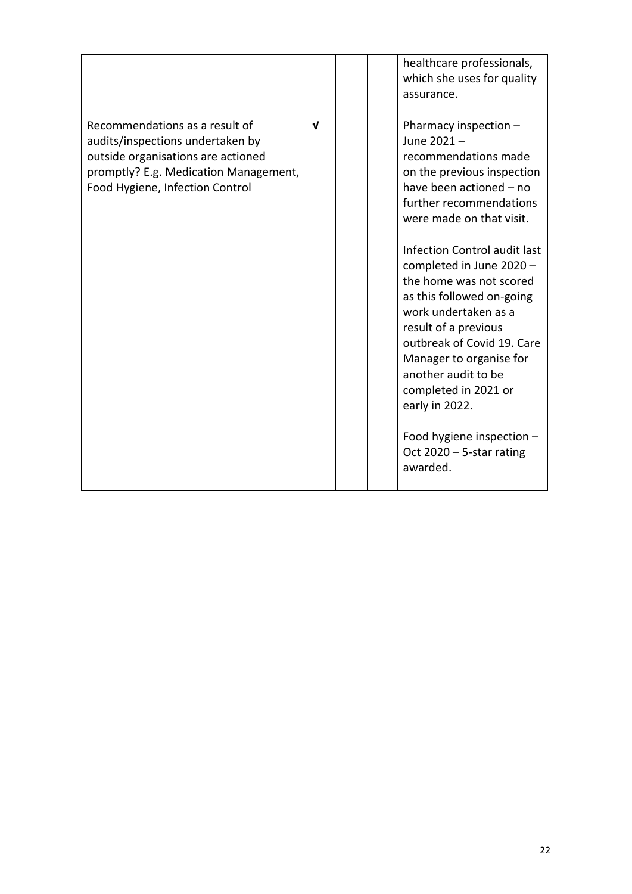| | | | | |
|---|---|---|---|---|
| | | | | healthcare professionals, which she uses for quality assurance. |
| Recommendations as a result of audits/inspections undertaken by outside organisations are actioned promptly? E.g. Medication Management, Food Hygiene, Infection Control | √ | | | Pharmacy inspection – June 2021 – recommendations made on the previous inspection have been actioned – no further recommendations were made on that visit.<br><br>Infection Control audit last completed in June 2020 – the home was not scored as this followed on-going work undertaken as a result of a previous outbreak of Covid 19. Care Manager to organise for another audit to be completed in 2021 or early in 2022.<br><br>Food hygiene inspection – Oct 2020 – 5-star rating awarded. |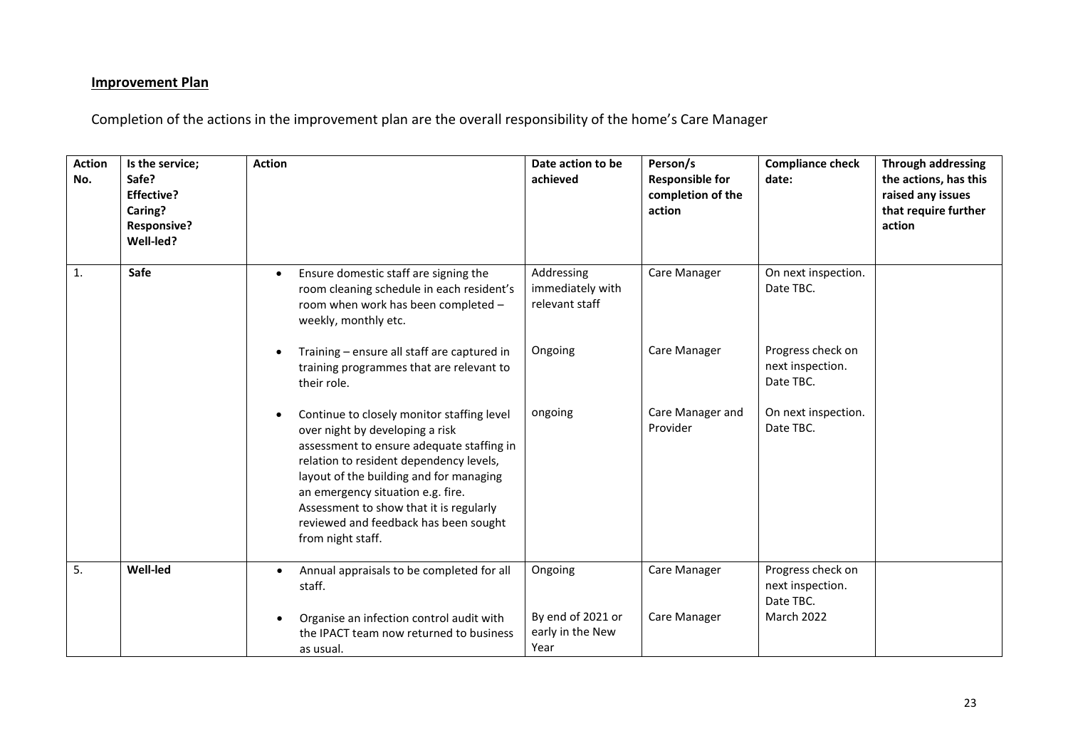## Improvement Plan

Completion of the actions in the improvement plan are the overall responsibility of the home's Care Manager

| Action No. | Is the service; Safe? Effective? Caring? Responsive? Well-led? | Action | Date action to be achieved | Person/s Responsible for completion of the action | Compliance check date: | Through addressing the actions, has this raised any issues that require further action |
|---|---|---|---|---|---|---|
| 1. | **Safe** | • Ensure domestic staff are signing the room cleaning schedule in each resident's room when work has been completed – weekly, monthly etc. | Addressing immediately with relevant staff | Care Manager | On next inspection. Date TBC. | |
| | | • Training – ensure all staff are captured in training programmes that are relevant to their role. | Ongoing | Care Manager | Progress check on next inspection. Date TBC. | |
| | | • Continue to closely monitor staffing level over night by developing a risk assessment to ensure adequate staffing in relation to resident dependency levels, layout of the building and for managing an emergency situation e.g. fire. Assessment to show that it is regularly reviewed and feedback has been sought from night staff. | ongoing | Care Manager and Provider | On next inspection. Date TBC. | |
| 5. | **Well-led** | • Annual appraisals to be completed for all staff. | Ongoing | Care Manager | Progress check on next inspection. Date TBC. | |
| | | • Organise an infection control audit with the IPACT team now returned to business as usual. | By end of 2021 or early in the New Year | Care Manager | March 2022 | |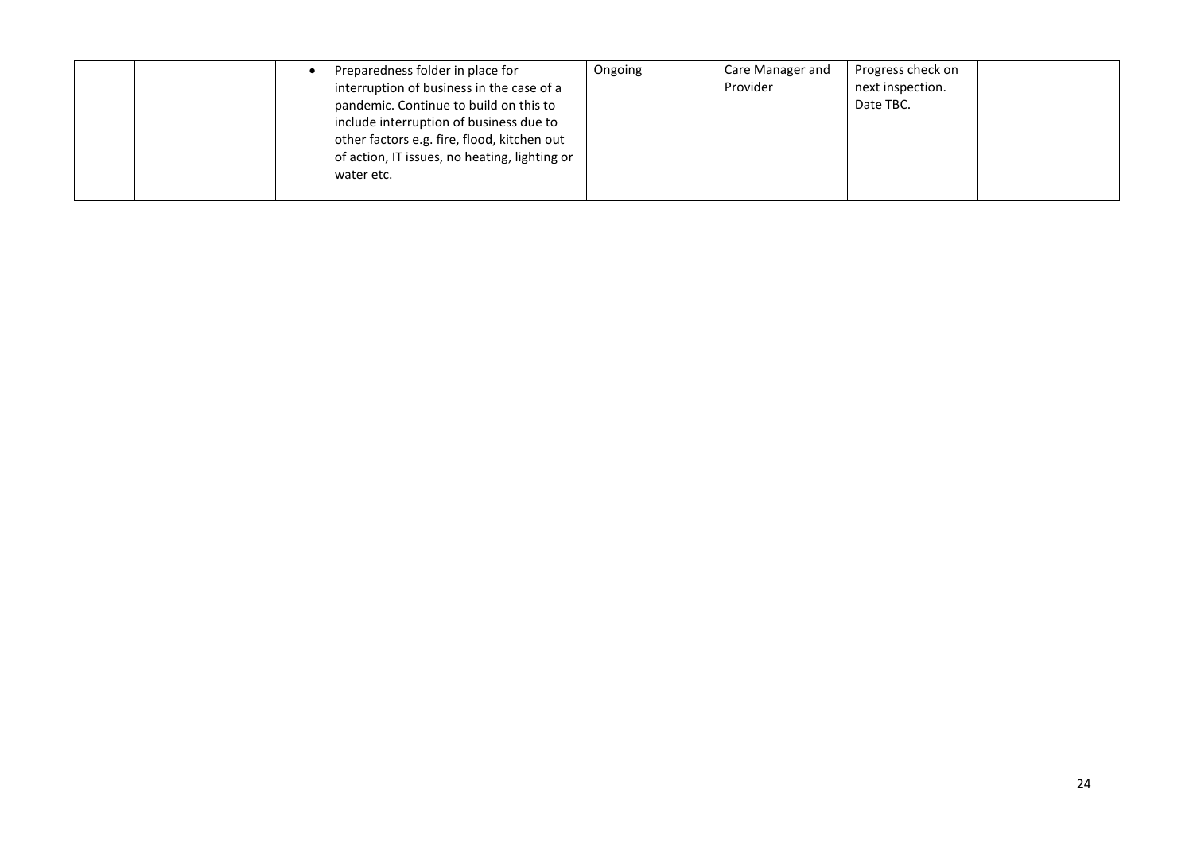| | | | | | | |
|---|---|---|---|---|---|---|
| | | • Preparedness folder in place for interruption of business in the case of a pandemic. Continue to build on this to include interruption of business due to other factors e.g. fire, flood, kitchen out of action, IT issues, no heating, lighting or water etc. | Ongoing | Care Manager and Provider | Progress check on next inspection. Date TBC. | |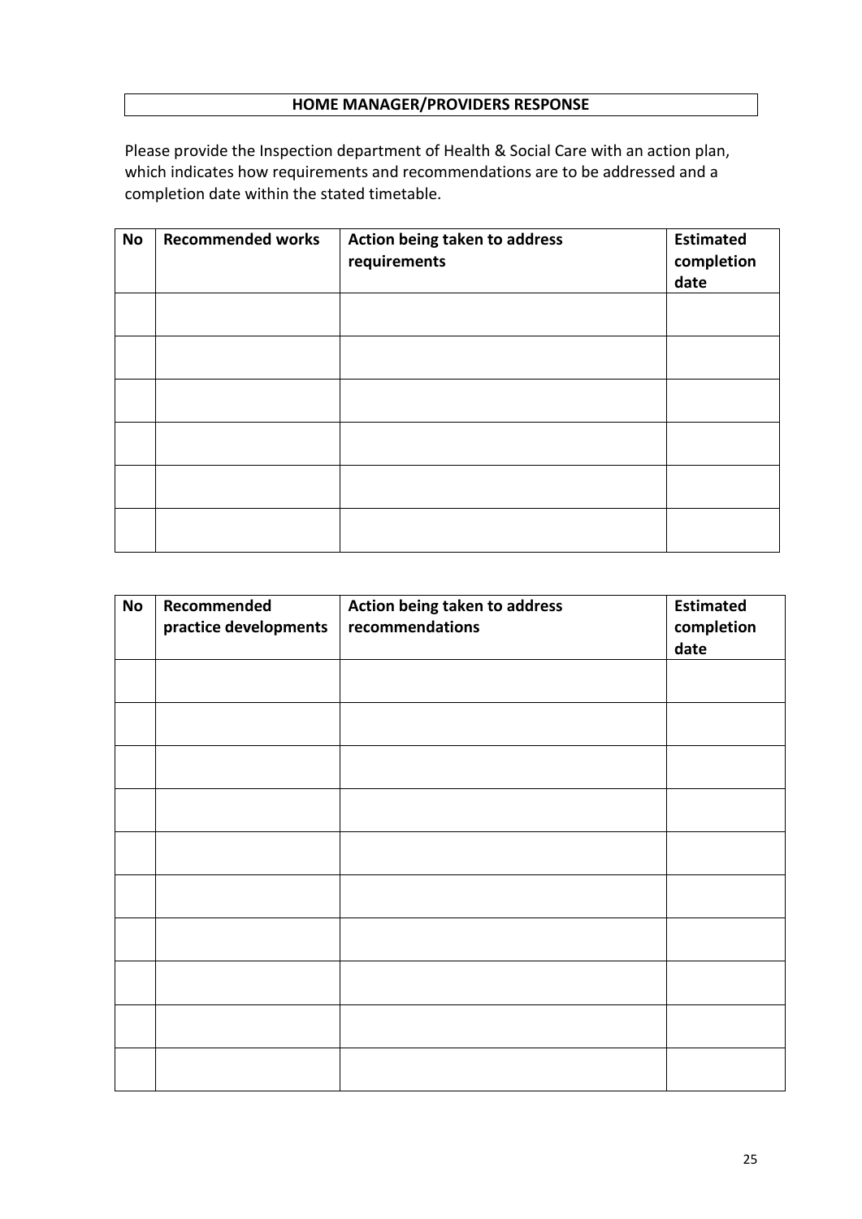## HOME MANAGER/PROVIDERS RESPONSE

Please provide the Inspection department of Health & Social Care with an action plan, which indicates how requirements and recommendations are to be addressed and a completion date within the stated timetable.

| No | Recommended works | Action being taken to address requirements | Estimated completion date |
|---|---|---|---|
| | | | |
| | | | |
| | | | |
| | | | |
| | | | |
| | | | |

| No | Recommended practice developments | Action being taken to address recommendations | Estimated completion date |
|---|---|---|---|
| | | | |
| | | | |
| | | | |
| | | | |
| | | | |
| | | | |
| | | | |
| | | | |
| | | | |
| | | | |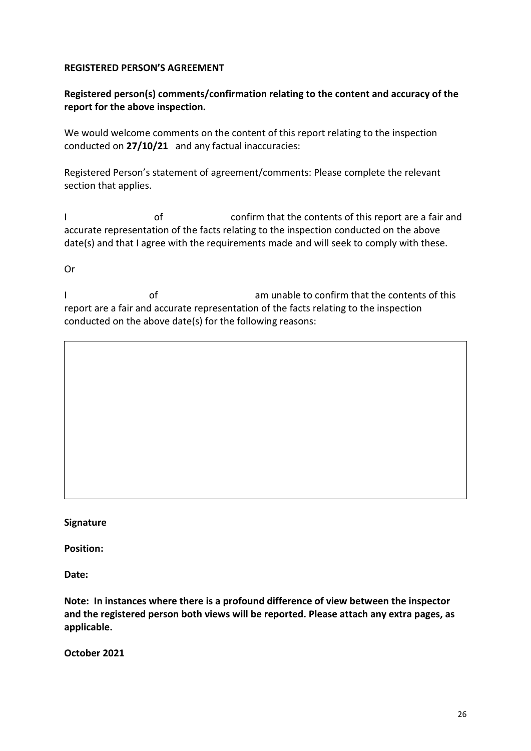**REGISTERED PERSON'S AGREEMENT**

**Registered person(s) comments/confirmation relating to the content and accuracy of the report for the above inspection.**

We would welcome comments on the content of this report relating to the inspection conducted on **27/10/21** and any factual inaccuracies:

Registered Person's statement of agreement/comments: Please complete the relevant section that applies.

I of confirm that the contents of this report are a fair and accurate representation of the facts relating to the inspection conducted on the above date(s) and that I agree with the requirements made and will seek to comply with these.

Or

I of am unable to confirm that the contents of this report are a fair and accurate representation of the facts relating to the inspection conducted on the above date(s) for the following reasons:

| |
|---|
| |

**Signature**

**Position:**

**Date:**

**Note: In instances where there is a profound difference of view between the inspector and the registered person both views will be reported. Please attach any extra pages, as applicable.**

**October 2021**